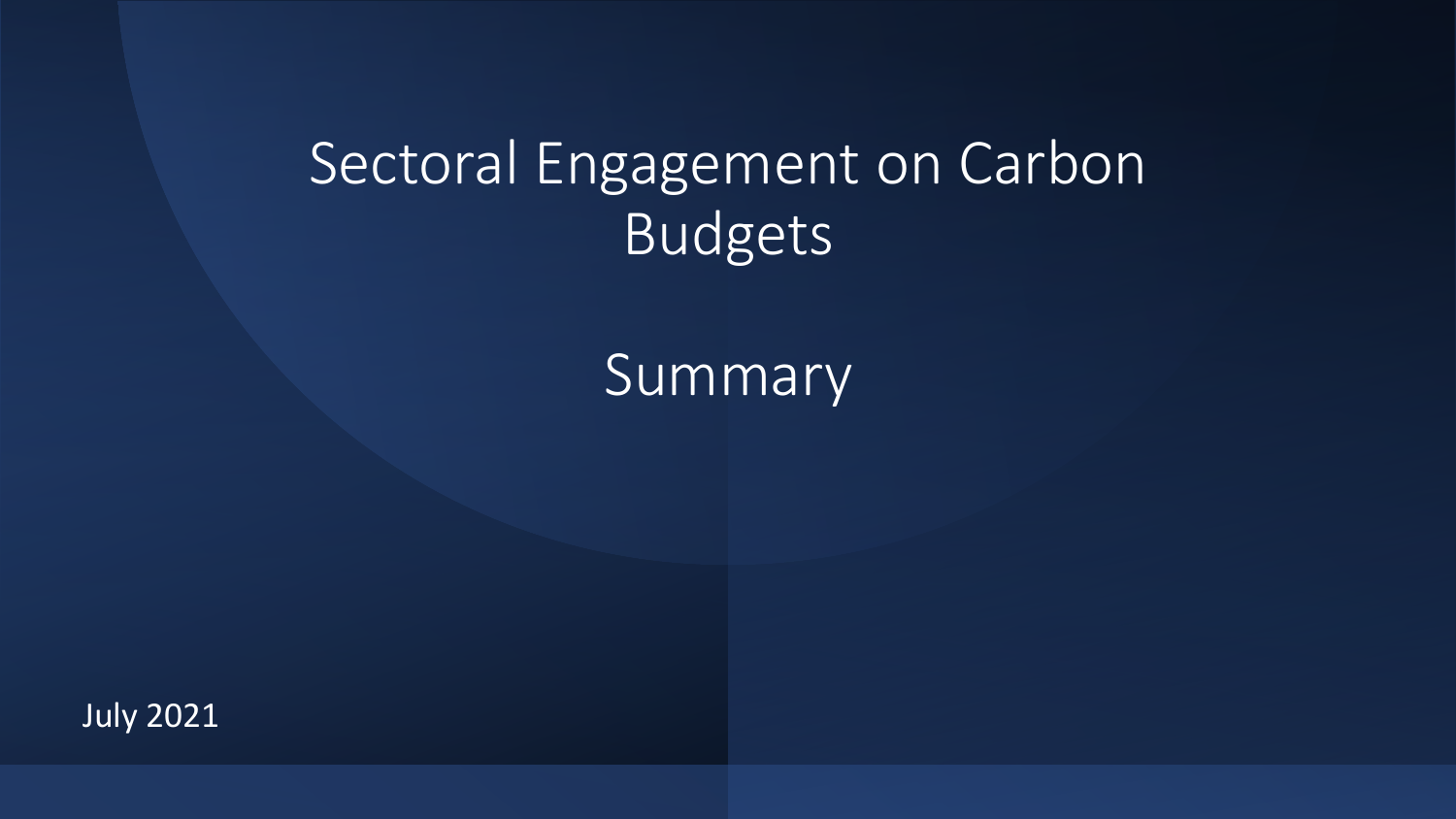# Sectoral Engagement on Carbon Budgets

## Summary

July 2021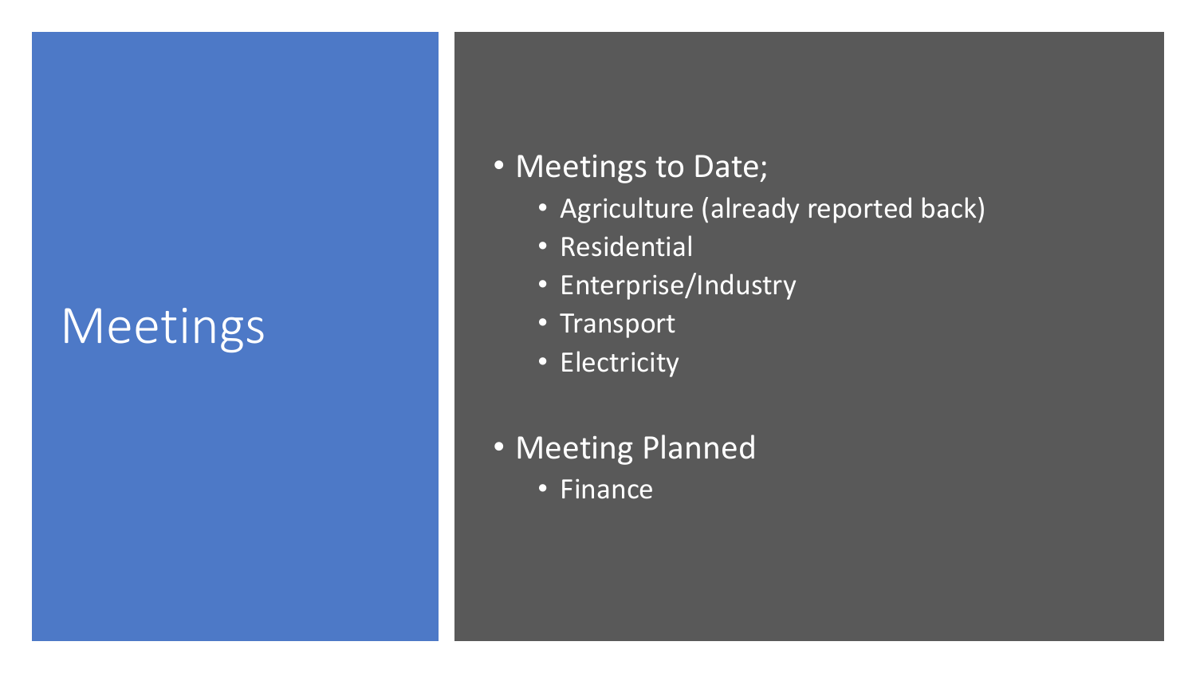# Meetings

- Meetings to Date;
  - Agriculture (already reported back)
  - Residential
  - Enterprise/Industry
  - Transport
  - Electricity

- Meeting Planned
  - Finance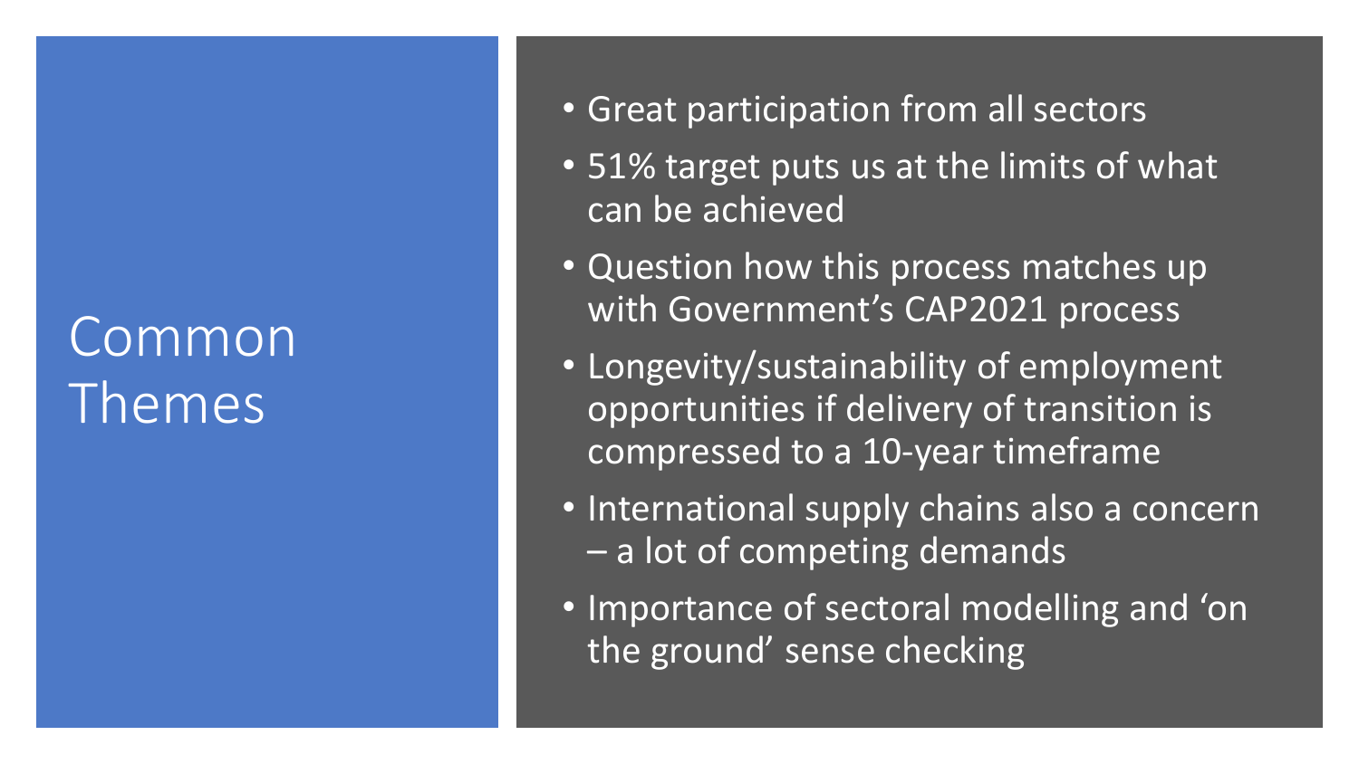# Common Themes

- Great participation from all sectors
- 51% target puts us at the limits of what can be achieved
- Question how this process matches up with Government's CAP2021 process
- Longevity/sustainability of employment opportunities if delivery of transition is compressed to a 10-year timeframe
- International supply chains also a concern – a lot of competing demands
- Importance of sectoral modelling and 'on the ground' sense checking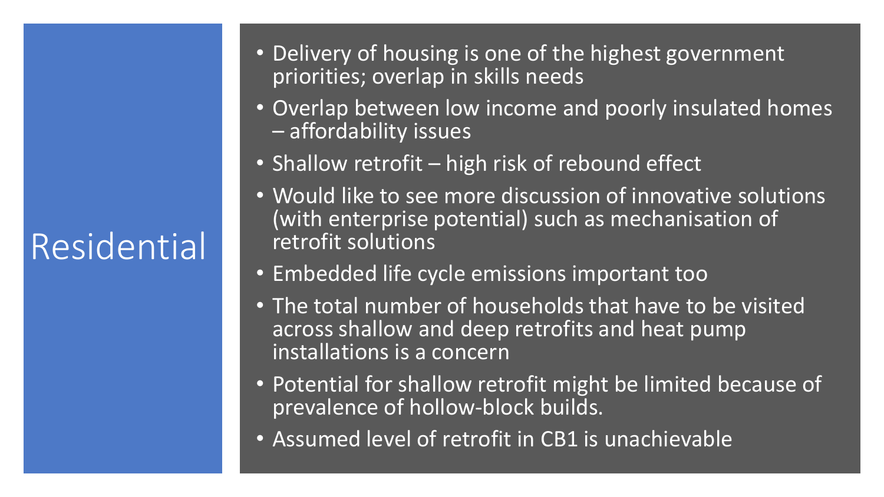# Residential

- Delivery of housing is one of the highest government priorities; overlap in skills needs
- Overlap between low income and poorly insulated homes – affordability issues
- Shallow retrofit – high risk of rebound effect
- Would like to see more discussion of innovative solutions (with enterprise potential) such as mechanisation of retrofit solutions
- Embedded life cycle emissions important too
- The total number of households that have to be visited across shallow and deep retrofits and heat pump installations is a concern
- Potential for shallow retrofit might be limited because of prevalence of hollow-block builds.
- Assumed level of retrofit in CB1 is unachievable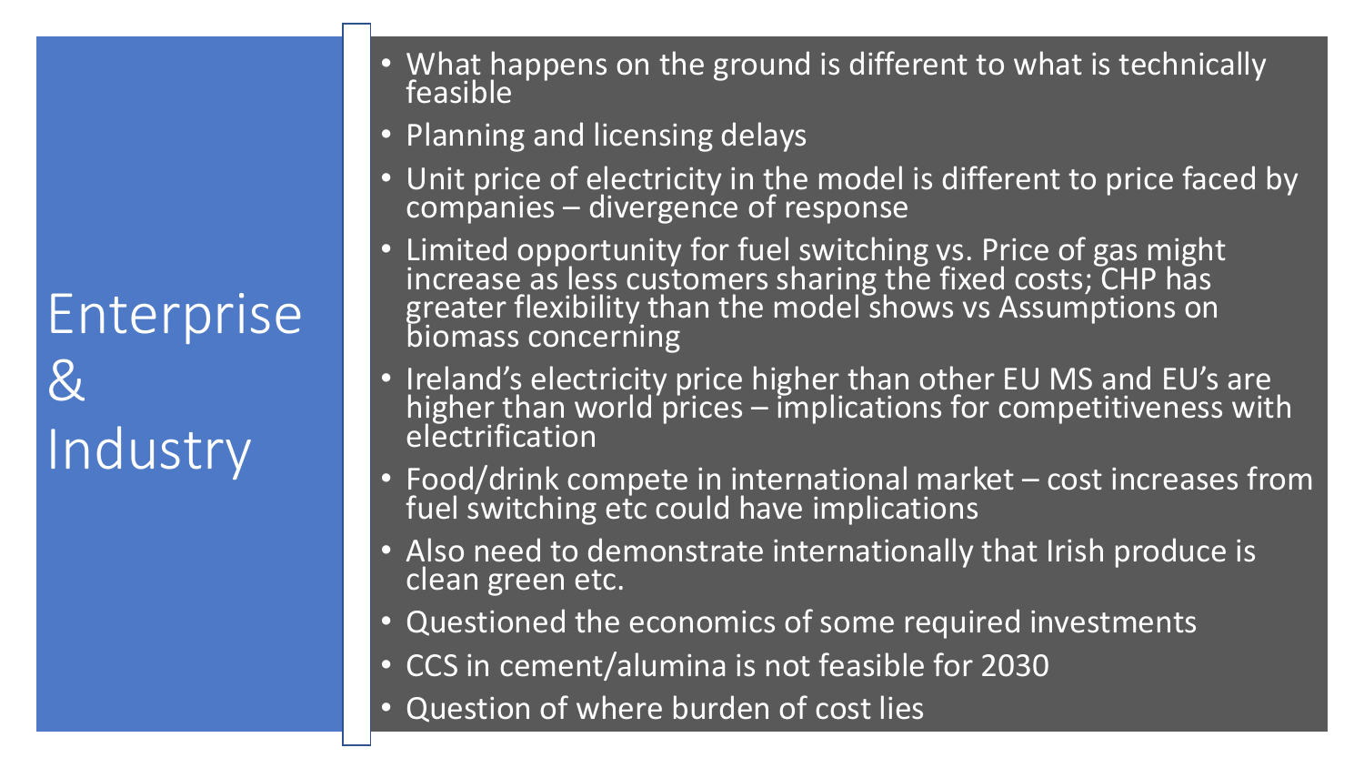# Enterprise & Industry

- What happens on the ground is different to what is technically feasible
- Planning and licensing delays
- Unit price of electricity in the model is different to price faced by companies – divergence of response
- Limited opportunity for fuel switching vs. Price of gas might increase as less customers sharing the fixed costs; CHP has greater flexibility than the model shows vs Assumptions on biomass concerning
- Ireland's electricity price higher than other EU MS and EU's are higher than world prices – implications for competitiveness with electrification
- Food/drink compete in international market – cost increases from fuel switching etc could have implications
- Also need to demonstrate internationally that Irish produce is clean green etc.
- Questioned the economics of some required investments
- CCS in cement/alumina is not feasible for 2030
- Question of where burden of cost lies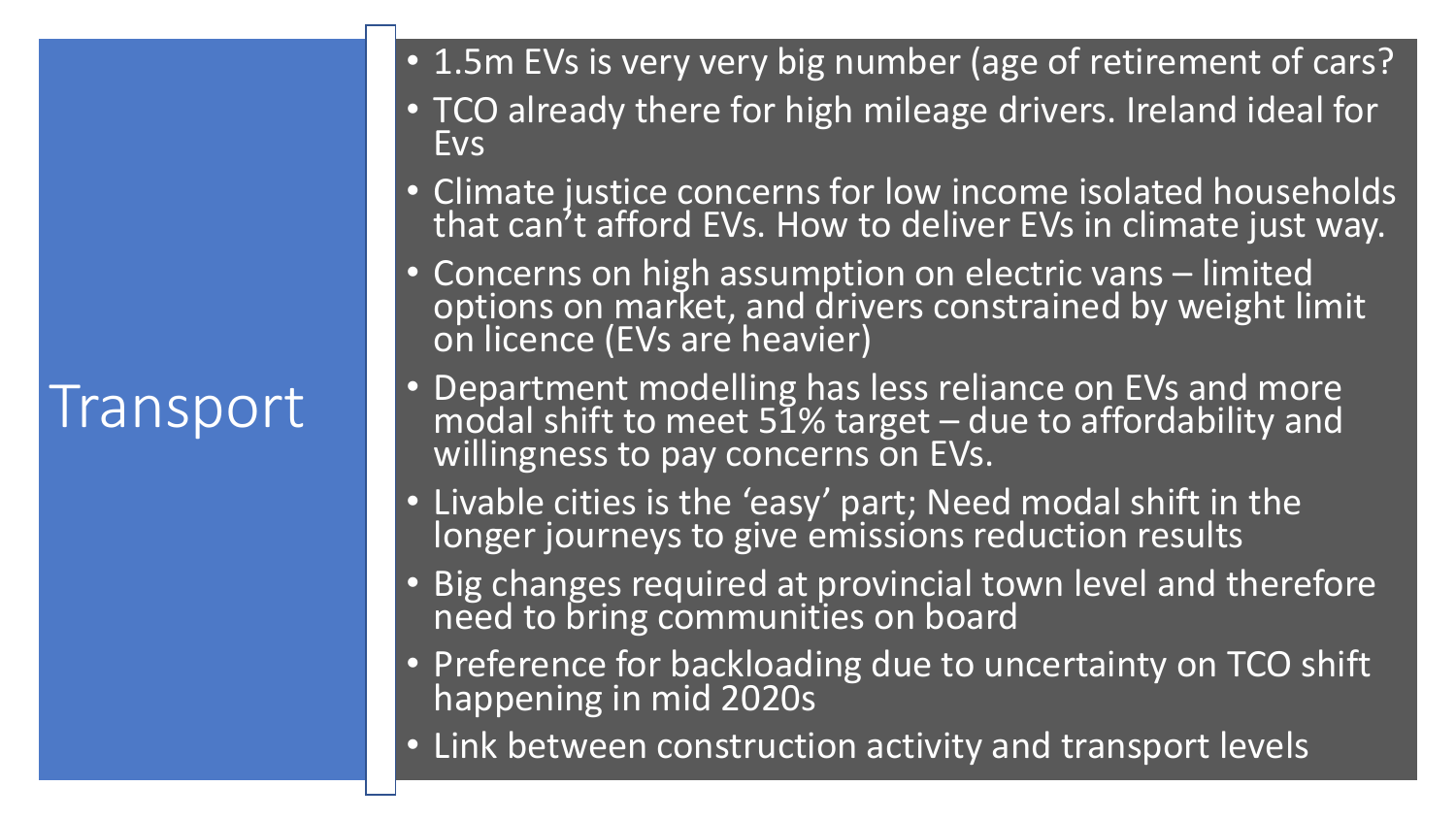# Transport

- 1.5m EVs is very very big number (age of retirement of cars?
- TCO already there for high mileage drivers. Ireland ideal for Evs
- Climate justice concerns for low income isolated households that can't afford EVs. How to deliver EVs in climate just way.
- Concerns on high assumption on electric vans – limited options on market, and drivers constrained by weight limit on licence (EVs are heavier)
- Department modelling has less reliance on EVs and more modal shift to meet 51% target – due to affordability and willingness to pay concerns on EVs.
- Livable cities is the 'easy' part; Need modal shift in the longer journeys to give emissions reduction results
- Big changes required at provincial town level and therefore need to bring communities on board
- Preference for backloading due to uncertainty on TCO shift happening in mid 2020s
- Link between construction activity and transport levels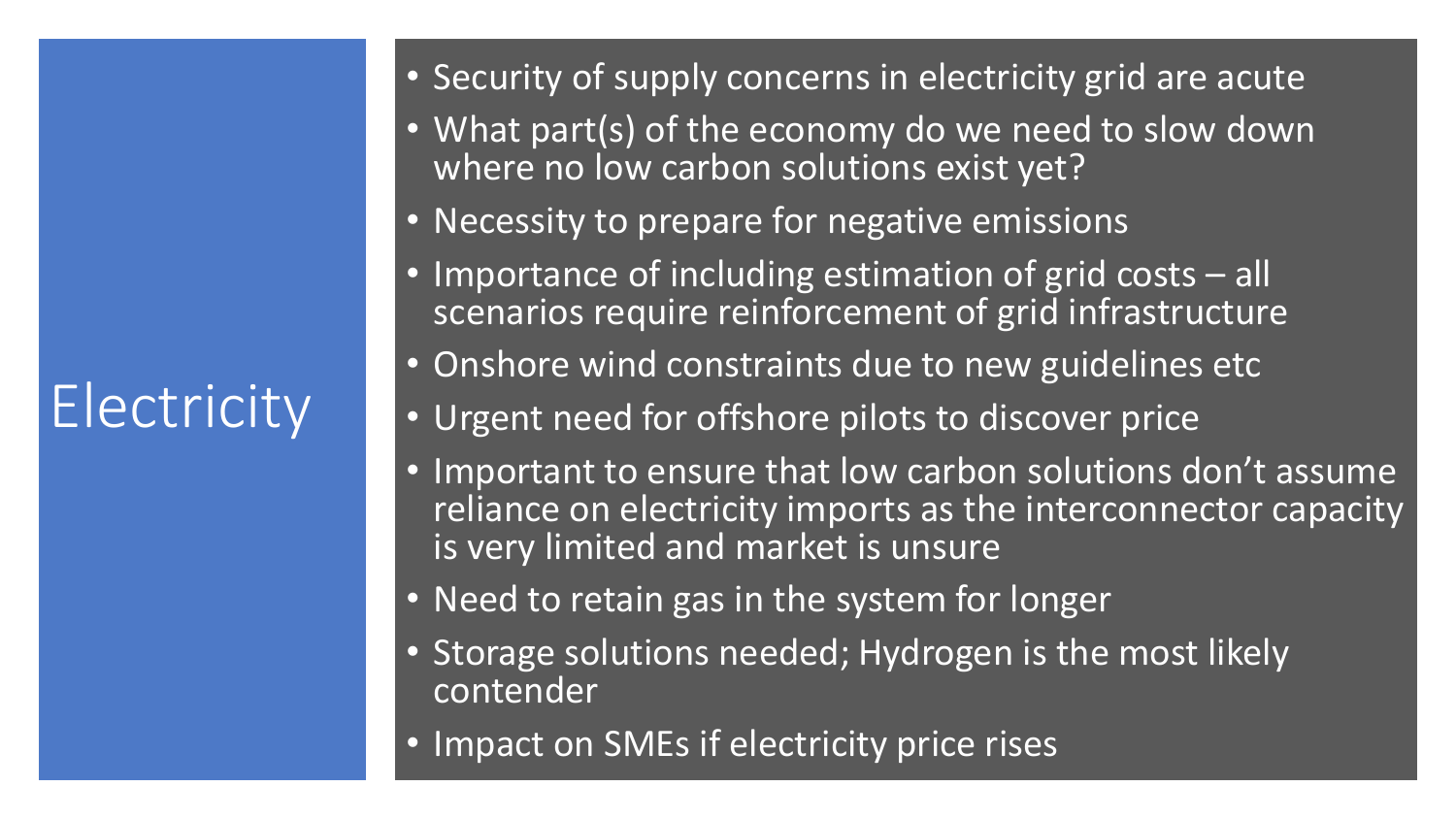# Electricity

- Security of supply concerns in electricity grid are acute
- What part(s) of the economy do we need to slow down where no low carbon solutions exist yet?
- Necessity to prepare for negative emissions
- Importance of including estimation of grid costs – all scenarios require reinforcement of grid infrastructure
- Onshore wind constraints due to new guidelines etc
- Urgent need for offshore pilots to discover price
- Important to ensure that low carbon solutions don't assume reliance on electricity imports as the interconnector capacity is very limited and market is unsure
- Need to retain gas in the system for longer
- Storage solutions needed; Hydrogen is the most likely contender
- Impact on SMEs if electricity price rises